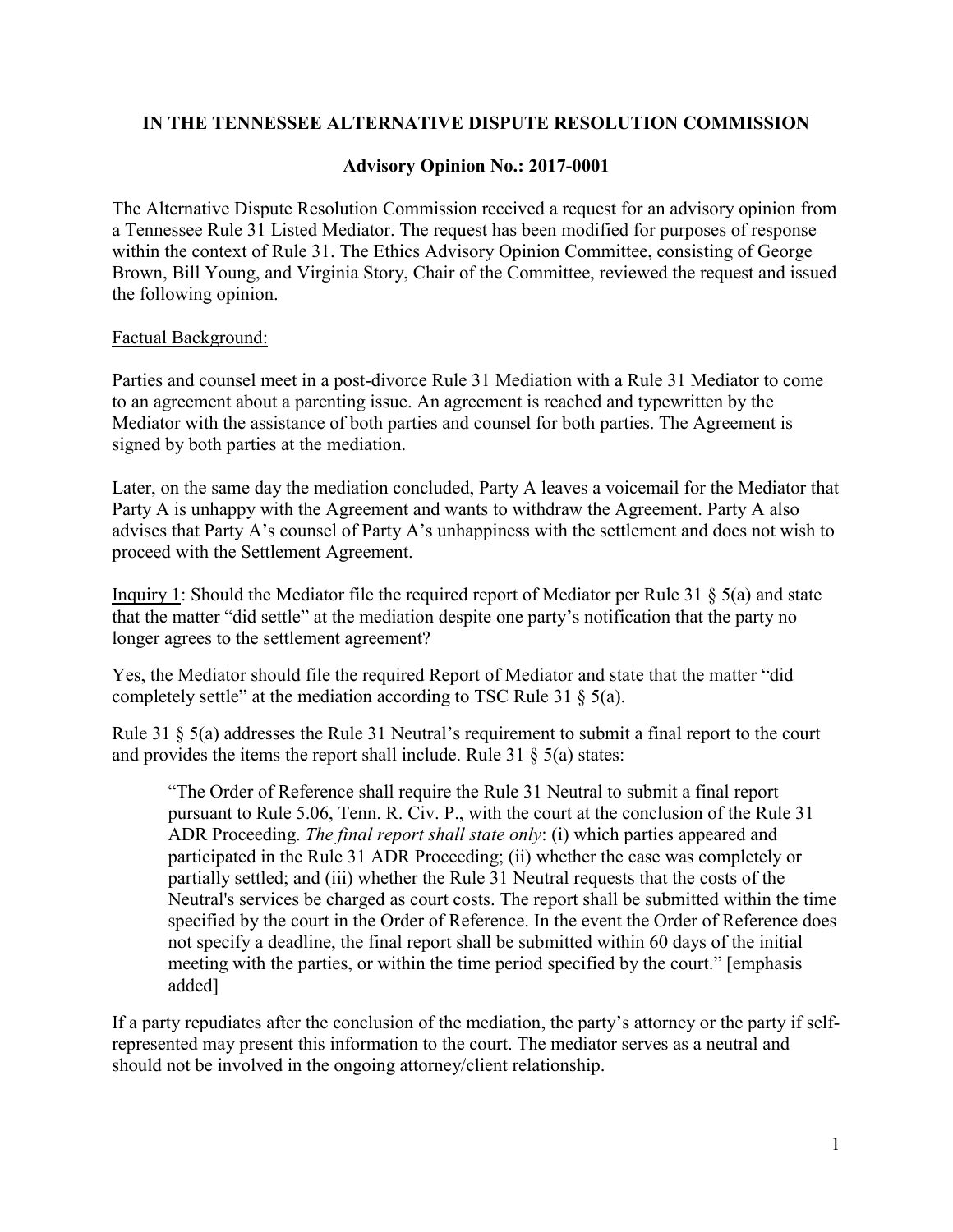**IN THE TENNESSEE ALTERNATIVE DISPUTE RESOLUTION COMMISSION**

**Advisory Opinion No.: 2017-0001**

The Alternative Dispute Resolution Commission received a request for an advisory opinion from a Tennessee Rule 31 Listed Mediator. The request has been modified for purposes of response within the context of Rule 31. The Ethics Advisory Opinion Committee, consisting of George Brown, Bill Young, and Virginia Story, Chair of the Committee, reviewed the request and issued the following opinion.

<u>Factual Background:</u>

Parties and counsel meet in a post-divorce Rule 31 Mediation with a Rule 31 Mediator to come to an agreement about a parenting issue. An agreement is reached and typewritten by the Mediator with the assistance of both parties and counsel for both parties. The Agreement is signed by both parties at the mediation.

Later, on the same day the mediation concluded, Party A leaves a voicemail for the Mediator that Party A is unhappy with the Agreement and wants to withdraw the Agreement. Party A also advises that Party A's counsel of Party A's unhappiness with the settlement and does not wish to proceed with the Settlement Agreement.

<u>Inquiry 1</u>: Should the Mediator file the required report of Mediator per Rule 31 § 5(a) and state that the matter "did settle" at the mediation despite one party's notification that the party no longer agrees to the settlement agreement?

Yes, the Mediator should file the required Report of Mediator and state that the matter "did completely settle" at the mediation according to TSC Rule 31 § 5(a).

Rule 31 § 5(a) addresses the Rule 31 Neutral's requirement to submit a final report to the court and provides the items the report shall include. Rule 31 § 5(a) states:

> "The Order of Reference shall require the Rule 31 Neutral to submit a final report pursuant to Rule 5.06, Tenn. R. Civ. P., with the court at the conclusion of the Rule 31 ADR Proceeding. *The final report shall state only*: (i) which parties appeared and participated in the Rule 31 ADR Proceeding; (ii) whether the case was completely or partially settled; and (iii) whether the Rule 31 Neutral requests that the costs of the Neutral's services be charged as court costs. The report shall be submitted within the time specified by the court in the Order of Reference. In the event the Order of Reference does not specify a deadline, the final report shall be submitted within 60 days of the initial meeting with the parties, or within the time period specified by the court." [emphasis added]

If a party repudiates after the conclusion of the mediation, the party's attorney or the party if self-represented may present this information to the court. The mediator serves as a neutral and should not be involved in the ongoing attorney/client relationship.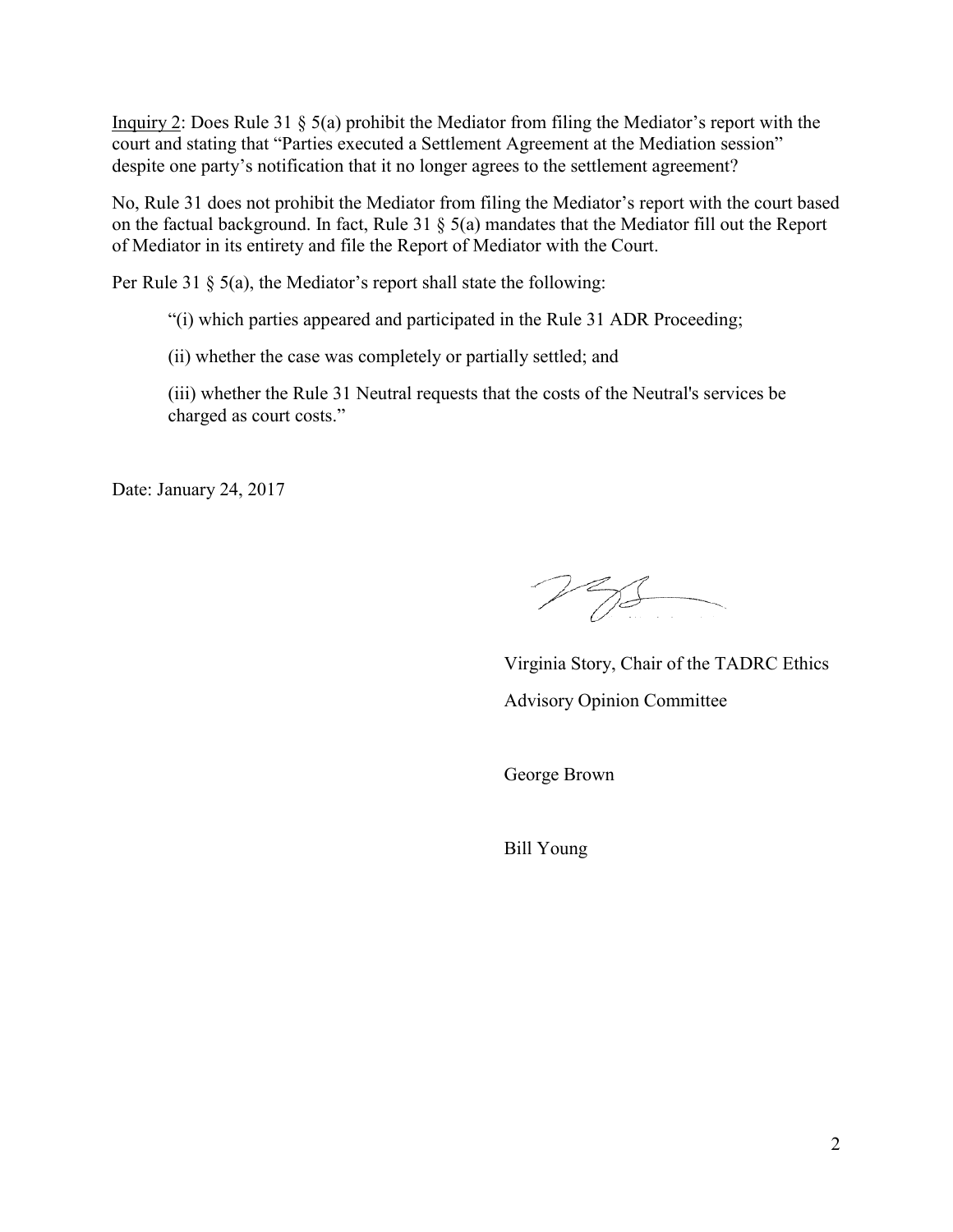<u>Inquiry 2</u>: Does Rule 31 § 5(a) prohibit the Mediator from filing the Mediator's report with the court and stating that "Parties executed a Settlement Agreement at the Mediation session" despite one party's notification that it no longer agrees to the settlement agreement?

No, Rule 31 does not prohibit the Mediator from filing the Mediator's report with the court based on the factual background. In fact, Rule 31 § 5(a) mandates that the Mediator fill out the Report of Mediator in its entirety and file the Report of Mediator with the Court.

Per Rule 31 § 5(a), the Mediator's report shall state the following:

> "(i) which parties appeared and participated in the Rule 31 ADR Proceeding;
>
> (ii) whether the case was completely or partially settled; and
>
> (iii) whether the Rule 31 Neutral requests that the costs of the Neutral's services be charged as court costs."

Date: January 24, 2017

Virginia Story, Chair of the TADRC Ethics Advisory Opinion Committee

George Brown

Bill Young